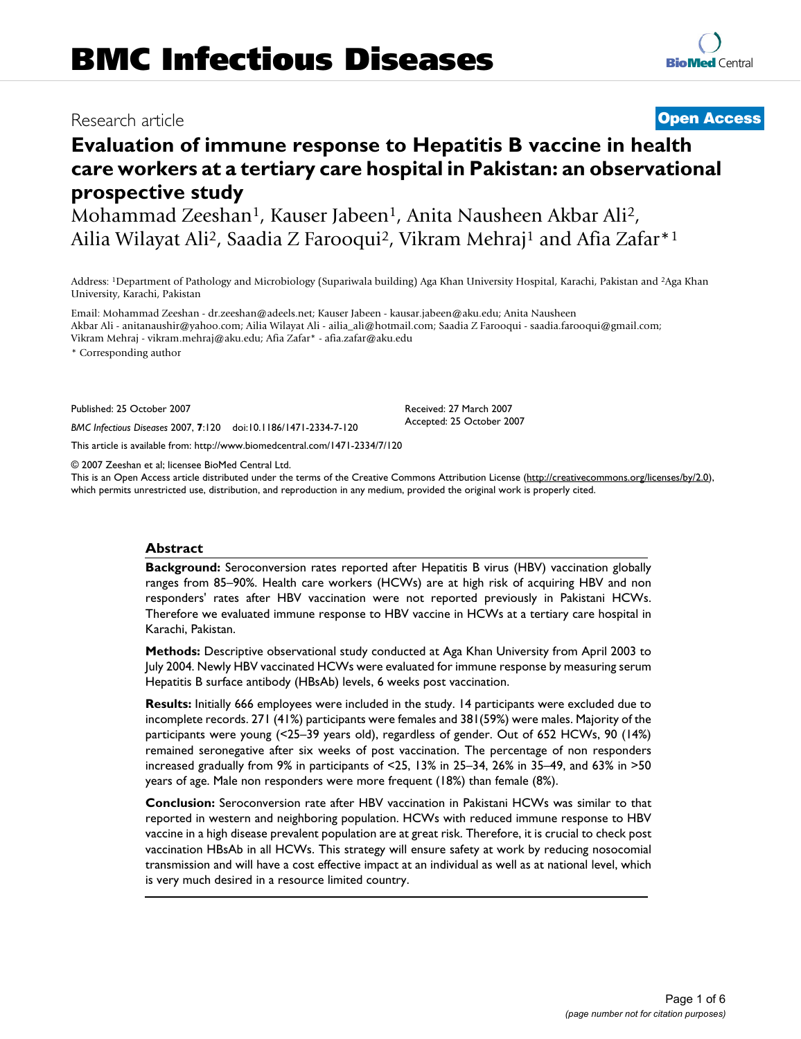BMC Infectious Diseases

Research article

**Open Access**

# Evaluation of immune response to Hepatitis B vaccine in health care workers at a tertiary care hospital in Pakistan: an observational prospective study

Mohammad Zeeshan[1], Kauser Jabeen[1], Anita Nausheen Akbar Ali[2], Ailia Wilayat Ali[2], Saadia Z Farooqui[2], Vikram Mehraj[1] and Afia Zafar*[1]

Address: [1]Department of Pathology and Microbiology (Supariwala building) Aga Khan University Hospital, Karachi, Pakistan and [2]Aga Khan University, Karachi, Pakistan

Email: Mohammad Zeeshan - dr.zeeshan@adeels.net; Kauser Jabeen - kausar.jabeen@aku.edu; Anita Nausheen Akbar Ali - anitanaushir@yahoo.com; Ailia Wilayat Ali - ailia_ali@hotmail.com; Saadia Z Farooqui - saadia.farooqui@gmail.com; Vikram Mehraj - vikram.mehraj@aku.edu; Afia Zafar* - afia.zafar@aku.edu

* Corresponding author

Published: 25 October 2007

*BMC Infectious Diseases* 2007, **7**:120 doi:10.1186/1471-2334-7-120

Received: 27 March 2007
Accepted: 25 October 2007

This article is available from: http://www.biomedcentral.com/1471-2334/7/120

© 2007 Zeeshan et al; licensee BioMed Central Ltd.
This is an Open Access article distributed under the terms of the Creative Commons Attribution License (http://creativecommons.org/licenses/by/2.0), which permits unrestricted use, distribution, and reproduction in any medium, provided the original work is properly cited.

## Abstract

**Background:** Seroconversion rates reported after Hepatitis B virus (HBV) vaccination globally ranges from 85–90%. Health care workers (HCWs) are at high risk of acquiring HBV and non responders' rates after HBV vaccination were not reported previously in Pakistani HCWs. Therefore we evaluated immune response to HBV vaccine in HCWs at a tertiary care hospital in Karachi, Pakistan.

**Methods:** Descriptive observational study conducted at Aga Khan University from April 2003 to July 2004. Newly HBV vaccinated HCWs were evaluated for immune response by measuring serum Hepatitis B surface antibody (HBsAb) levels, 6 weeks post vaccination.

**Results:** Initially 666 employees were included in the study. 14 participants were excluded due to incomplete records. 271 (41%) participants were females and 381(59%) were males. Majority of the participants were young (<25–39 years old), regardless of gender. Out of 652 HCWs, 90 (14%) remained seronegative after six weeks of post vaccination. The percentage of non responders increased gradually from 9% in participants of <25, 13% in 25–34, 26% in 35–49, and 63% in >50 years of age. Male non responders were more frequent (18%) than female (8%).

**Conclusion:** Seroconversion rate after HBV vaccination in Pakistani HCWs was similar to that reported in western and neighboring population. HCWs with reduced immune response to HBV vaccine in a high disease prevalent population are at great risk. Therefore, it is crucial to check post vaccination HBsAb in all HCWs. This strategy will ensure safety at work by reducing nosocomial transmission and will have a cost effective impact at an individual as well as at national level, which is very much desired in a resource limited country.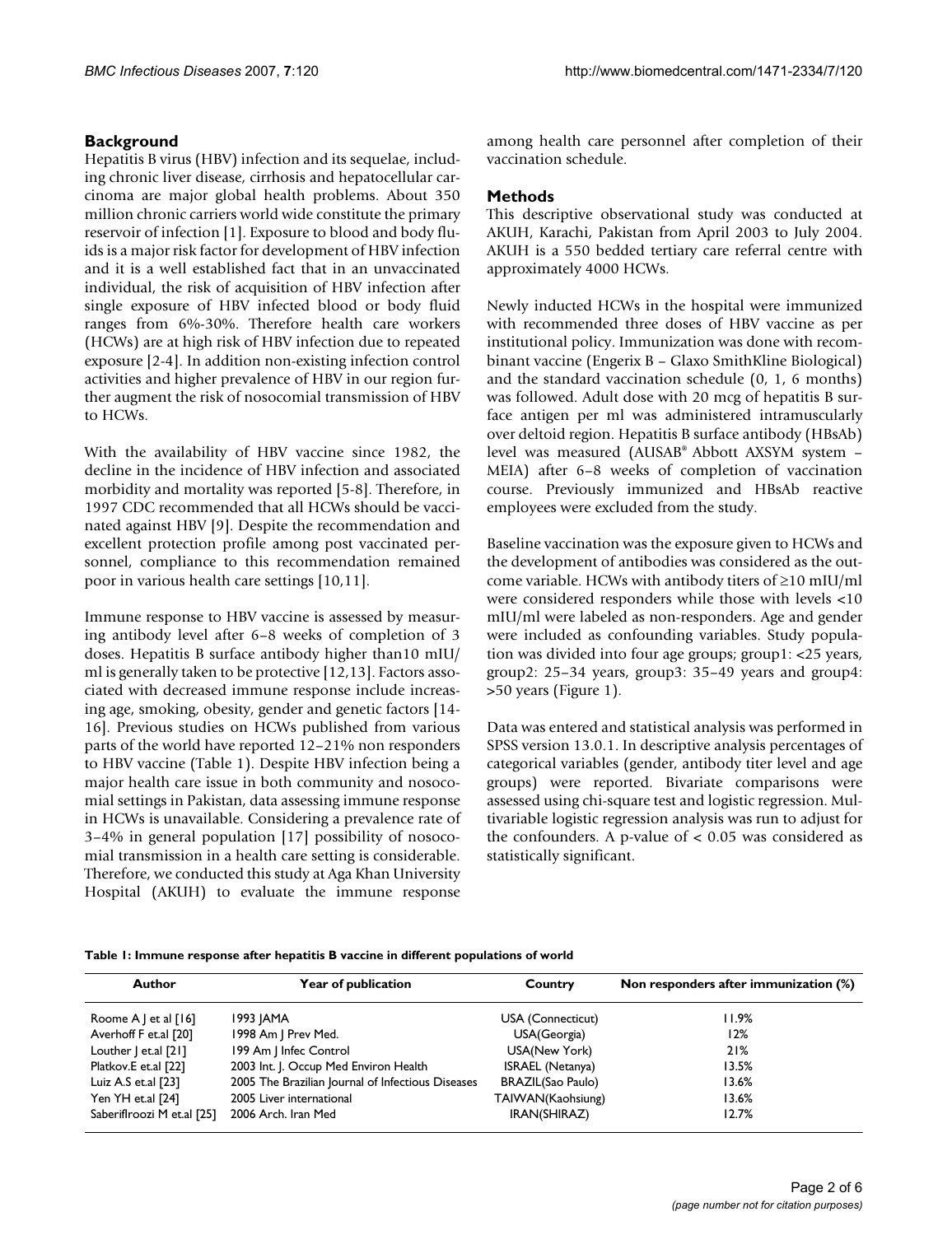## Background

Hepatitis B virus (HBV) infection and its sequelae, including chronic liver disease, cirrhosis and hepatocellular carcinoma are major global health problems. About 350 million chronic carriers world wide constitute the primary reservoir of infection [1]. Exposure to blood and body fluids is a major risk factor for development of HBV infection and it is a well established fact that in an unvaccinated individual, the risk of acquisition of HBV infection after single exposure of HBV infected blood or body fluid ranges from 6%-30%. Therefore health care workers (HCWs) are at high risk of HBV infection due to repeated exposure [2-4]. In addition non-existing infection control activities and higher prevalence of HBV in our region further augment the risk of nosocomial transmission of HBV to HCWs.

With the availability of HBV vaccine since 1982, the decline in the incidence of HBV infection and associated morbidity and mortality was reported [5-8]. Therefore, in 1997 CDC recommended that all HCWs should be vaccinated against HBV [9]. Despite the recommendation and excellent protection profile among post vaccinated personnel, compliance to this recommendation remained poor in various health care settings [10,11].

Immune response to HBV vaccine is assessed by measuring antibody level after 6–8 weeks of completion of 3 doses. Hepatitis B surface antibody higher than10 mIU/ml is generally taken to be protective [12,13]. Factors associated with decreased immune response include increasing age, smoking, obesity, gender and genetic factors [14-16]. Previous studies on HCWs published from various parts of the world have reported 12–21% non responders to HBV vaccine (Table 1). Despite HBV infection being a major health care issue in both community and nosocomial settings in Pakistan, data assessing immune response in HCWs is unavailable. Considering a prevalence rate of 3–4% in general population [17] possibility of nosocomial transmission in a health care setting is considerable. Therefore, we conducted this study at Aga Khan University Hospital (AKUH) to evaluate the immune response among health care personnel after completion of their vaccination schedule.

## Methods

This descriptive observational study was conducted at AKUH, Karachi, Pakistan from April 2003 to July 2004. AKUH is a 550 bedded tertiary care referral centre with approximately 4000 HCWs.

Newly inducted HCWs in the hospital were immunized with recommended three doses of HBV vaccine as per institutional policy. Immunization was done with recombinant vaccine (Engerix B – Glaxo SmithKline Biological) and the standard vaccination schedule (0, 1, 6 months) was followed. Adult dose with 20 mcg of hepatitis B surface antigen per ml was administered intramuscularly over deltoid region. Hepatitis B surface antibody (HBsAb) level was measured (AUSAB® Abbott AXSYM system – MEIA) after 6–8 weeks of completion of vaccination course. Previously immunized and HBsAb reactive employees were excluded from the study.

Baseline vaccination was the exposure given to HCWs and the development of antibodies was considered as the outcome variable. HCWs with antibody titers of ≥10 mIU/ml were considered responders while those with levels <10 mIU/ml were labeled as non-responders. Age and gender were included as confounding variables. Study population was divided into four age groups; group1: <25 years, group2: 25–34 years, group3: 35–49 years and group4: >50 years (Figure 1).

Data was entered and statistical analysis was performed in SPSS version 13.0.1. In descriptive analysis percentages of categorical variables (gender, antibody titer level and age groups) were reported. Bivariate comparisons were assessed using chi-square test and logistic regression. Multivariable logistic regression analysis was run to adjust for the confounders. A p-value of $< 0.05$ was considered as statistically significant.

**Table 1: Immune response after hepatitis B vaccine in different populations of world**

| Author | Year of publication | Country | Non responders after immunization (%) |
| --- | --- | --- | --- |
| Roome A J et al [16] | 1993 JAMA | USA (Connecticut) | 11.9% |
| Averhoff F et.al [20] | 1998 Am J Prev Med. | USA(Georgia) | 12% |
| Louther J et.al [21] | 199 Am J Infec Control | USA(New York) | 21% |
| Platkov.E et.al [22] | 2003 Int. J. Occup Med Environ Health | ISRAEL (Netanya) | 13.5% |
| Luiz A.S et.al [23] | 2005 The Brazilian Journal of Infectious Diseases | BRAZIL(Sao Paulo) | 13.6% |
| Yen YH et.al [24] | 2005 Liver international | TAIWAN(Kaohsiung) | 13.6% |
| Saberiflroozi M et.al [25] | 2006 Arch. Iran Med | IRAN(SHIRAZ) | 12.7% |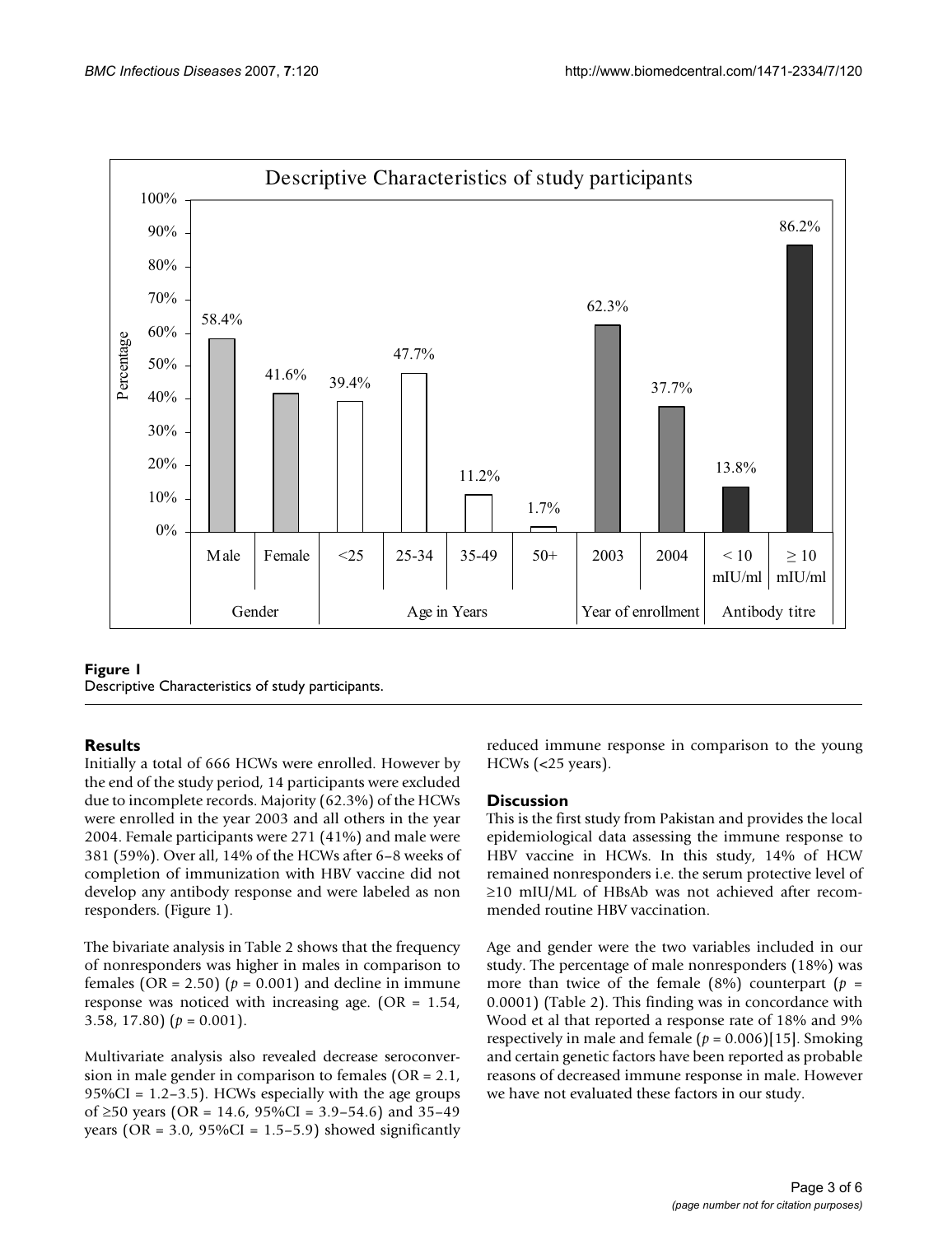**Figure 1**
Descriptive Characteristics of study participants.

## Results

Initially a total of 666 HCWs were enrolled. However by the end of the study period, 14 participants were excluded due to incomplete records. Majority (62.3%) of the HCWs were enrolled in the year 2003 and all others in the year 2004. Female participants were 271 (41%) and male were 381 (59%). Over all, 14% of the HCWs after 6–8 weeks of completion of immunization with HBV vaccine did not develop any antibody response and were labeled as non responders. (Figure 1).

The bivariate analysis in Table 2 shows that the frequency of nonresponders was higher in males in comparison to females (OR = 2.50) ($p = 0.001$) and decline in immune response was noticed with increasing age. (OR = 1.54, 3.58, 17.80) ($p = 0.001$).

Multivariate analysis also revealed decrease seroconversion in male gender in comparison to females (OR = 2.1, 95%CI = 1.2–3.5). HCWs especially with the age groups of ≥50 years (OR = 14.6, 95%CI = 3.9–54.6) and 35–49 years (OR = 3.0, 95%CI = 1.5–5.9) showed significantly reduced immune response in comparison to the young HCWs (<25 years).

## Discussion

This is the first study from Pakistan and provides the local epidemiological data assessing the immune response to HBV vaccine in HCWs. In this study, 14% of HCW remained nonresponders i.e. the serum protective level of ≥10 mIU/ML of HBsAb was not achieved after recommended routine HBV vaccination.

Age and gender were the two variables included in our study. The percentage of male nonresponders (18%) was more than twice of the female (8%) counterpart ($p = 0.0001$) (Table 2). This finding was in concordance with Wood et al that reported a response rate of 18% and 9% respectively in male and female ($p = 0.006$)[15]. Smoking and certain genetic factors have been reported as probable reasons of decreased immune response in male. However we have not evaluated these factors in our study.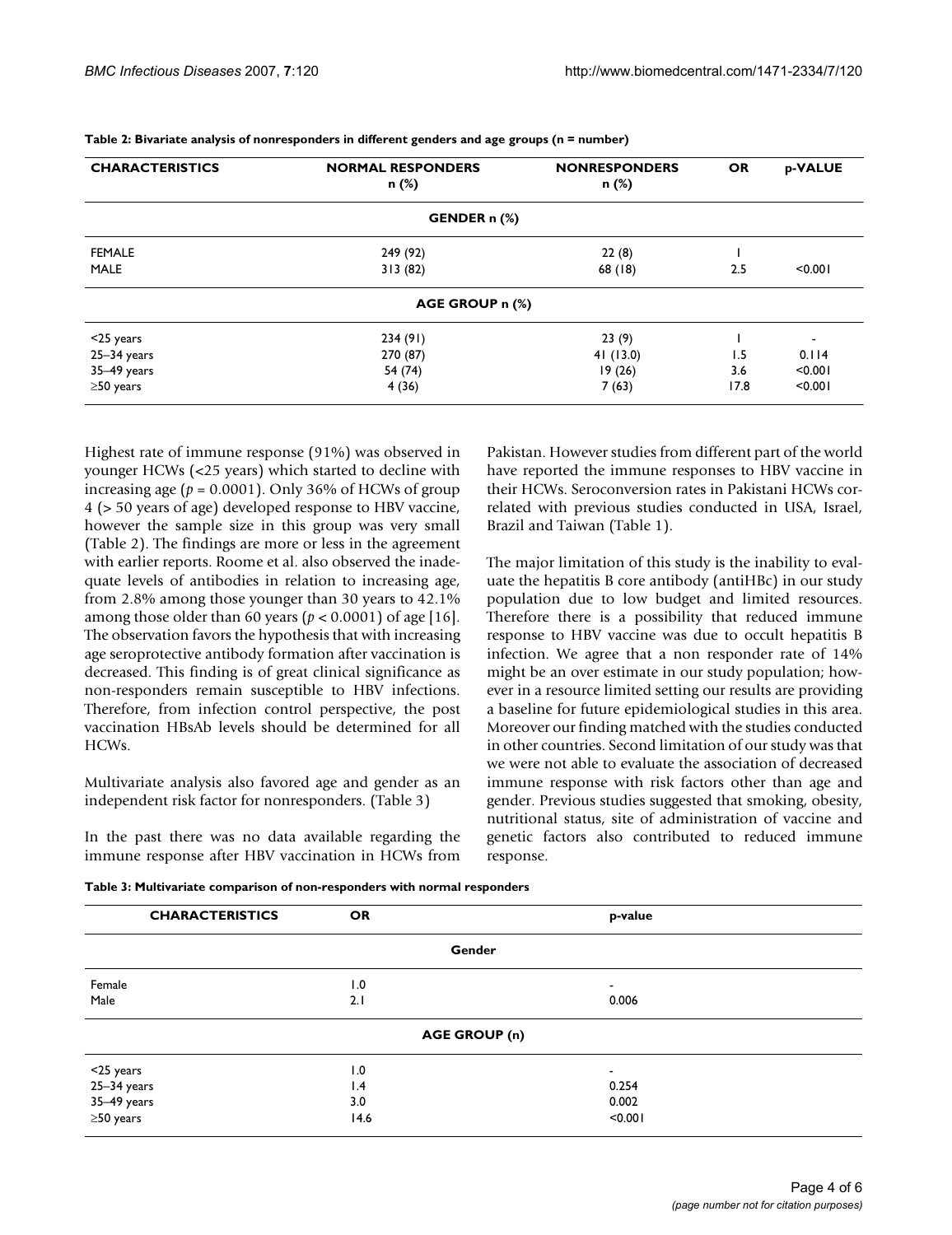**Table 2: Bivariate analysis of nonresponders in different genders and age groups (n = number)**

| CHARACTERISTICS | NORMAL RESPONDERS n (%) | NONRESPONDERS n (%) | OR | p-VALUE |
|---|---|---|---|---|
| **GENDER n (%)** | | | | |
| FEMALE | 249 (92) | 22 (8) | 1 | |
| MALE | 313 (82) | 68 (18) | 2.5 | <0.001 |
| **AGE GROUP n (%)** | | | | |
| <25 years | 234 (91) | 23 (9) | 1 | - |
| 25–34 years | 270 (87) | 41 (13.0) | 1.5 | 0.114 |
| 35–49 years | 54 (74) | 19 (26) | 3.6 | <0.001 |
| ≥50 years | 4 (36) | 7 (63) | 17.8 | <0.001 |

Highest rate of immune response (91%) was observed in younger HCWs (<25 years) which started to decline with increasing age ($p = 0.0001$). Only 36% of HCWs of group 4 (> 50 years of age) developed response to HBV vaccine, however the sample size in this group was very small (Table 2). The findings are more or less in the agreement with earlier reports. Roome et al. also observed the inadequate levels of antibodies in relation to increasing age, from 2.8% among those younger than 30 years to 42.1% among those older than 60 years ($p < 0.0001$) of age [16]. The observation favors the hypothesis that with increasing age seroprotective antibody formation after vaccination is decreased. This finding is of great clinical significance as non-responders remain susceptible to HBV infections. Therefore, from infection control perspective, the post vaccination HBsAb levels should be determined for all HCWs.

Multivariate analysis also favored age and gender as an independent risk factor for nonresponders. (Table 3)

In the past there was no data available regarding the immune response after HBV vaccination in HCWs from Pakistan. However studies from different part of the world have reported the immune responses to HBV vaccine in their HCWs. Seroconversion rates in Pakistani HCWs correlated with previous studies conducted in USA, Israel, Brazil and Taiwan (Table 1).

The major limitation of this study is the inability to evaluate the hepatitis B core antibody (antiHBc) in our study population due to low budget and limited resources. Therefore there is a possibility that reduced immune response to HBV vaccine was due to occult hepatitis B infection. We agree that a non responder rate of 14% might be an over estimate in our study population; however in a resource limited setting our results are providing a baseline for future epidemiological studies in this area. Moreover our finding matched with the studies conducted in other countries. Second limitation of our study was that we were not able to evaluate the association of decreased immune response with risk factors other than age and gender. Previous studies suggested that smoking, obesity, nutritional status, site of administration of vaccine and genetic factors also contributed to reduced immune response.

**Table 3: Multivariate comparison of non-responders with normal responders**

| CHARACTERISTICS | OR | p-value |
|---|---|---|
| **Gender** | | |
| Female | 1.0 | - |
| Male | 2.1 | 0.006 |
| **AGE GROUP (n)** | | |
| <25 years | 1.0 | - |
| 25–34 years | 1.4 | 0.254 |
| 35–49 years | 3.0 | 0.002 |
| ≥50 years | 14.6 | <0.001 |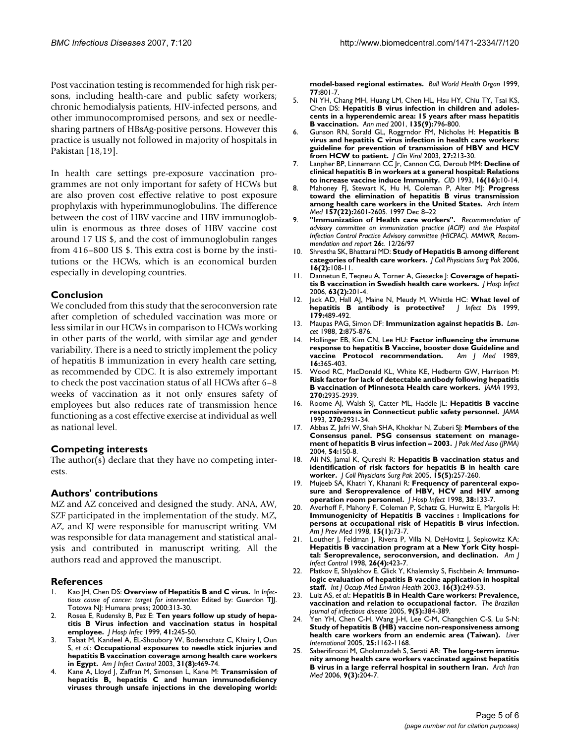Post vaccination testing is recommended for high risk persons, including health-care and public safety workers; chronic hemodialysis patients, HIV-infected persons, and other immunocompromised persons, and sex or needle-sharing partners of HBsAg-positive persons. However this practice is usually not followed in majority of hospitals in Pakistan [18,19].

In health care settings pre-exposure vaccination programmes are not only important for safety of HCWs but are also proven cost effective relative to post exposure prophylaxis with hyperimmunoglobulins. The difference between the cost of HBV vaccine and HBV immunoglobulin is enormous as three doses of HBV vaccine cost around 17 US $, and the cost of immunoglobulin ranges from 416–800 US $. This extra cost is borne by the institutions or the HCWs, which is an economical burden especially in developing countries.

## Conclusion

We concluded from this study that the seroconversion rate after completion of scheduled vaccination was more or less similar in our HCWs in comparison to HCWs working in other parts of the world, with similar age and gender variability. There is a need to strictly implement the policy of hepatitis B immunization in every health care setting, as recommended by CDC. It is also extremely important to check the post vaccination status of all HCWs after 6–8 weeks of vaccination as it not only ensures safety of employees but also reduces rate of transmission hence functioning as a cost effective exercise at individual as well as national level.

## Competing interests

The author(s) declare that they have no competing interests.

## Authors' contributions

MZ and AZ conceived and designed the study. ANA, AW, SZF participated in the implementation of the study. MZ, AZ, and KJ were responsible for manuscript writing. VM was responsible for data management and statistical analysis and contributed in manuscript writing. All the authors read and approved the manuscript.

## References

1. Kao JH, Chen DS: **Overview of Hepatitis B and C virus.** In *Infectious cause of cancer: target for intervention* Edited by: Guerdon TJJ. Totowa NJ: Humana press; 2000:313-30.
2. Rosea E, Rudensky B, Pez E: **Ten years follow up study of hepatitis B Virus infection and vaccination status in hospital employee.** *J Hosp Infec* 1999, **41:**245-50.
3. Talaat M, Kandeel A, EL-Shoubory W, Bodenschatz C, Khairy I, Oun S, *et al.*: **Occupational exposures to needle stick injuries and hepatitis B vaccination coverage among health care workers in Egypt.** *Am J Infect Control* 2003, **31(8):**469-74.
4. Kane A, Lloyd J, Zaffran M, Simonsen L, Kane M: **Transmission of hepatitis B, hepatitis C and human immunodeficiency viruses through unsafe injections in the developing world: model-based regional estimates.** *Bull World Health Organ* 1999, **77:**801-7.
5. Ni YH, Chang MH, Huang LM, Chen HL, Hsu HY, Chiu TY, Tsai KS, Chen DS: **Hepatitis B virus infection in children and adolescents in a hyperendemic area: 15 years after mass hepatitis B vaccination.** *Ann med* 2001, **135(9):**796-800.
6. Gunson RN, Sorald GL, Roggrndor FM, Nicholas H: **Hepatitis B virus and hepatitis C virus infection in health care workers: guideline for prevention of transmission of HBV and HCV from HCW to patient.** *J Clin Virol* 2003, **27:**213-30.
7. Lanpher BP, Linnemann CC Jr, Cannon CG, Deroub MM: **Decline of clinical hepatitis B in workers at a general hospital: Relations to increase vaccine induce Immunity.** *CID* 1993, **16(16):**10-14.
8. Mahoney FJ, Stewart K, Hu H, Coleman P, Alter MJ: **Progress toward the elimination of hepatitis B virus transmission among health care workers in the United States.** *Arch Intern Med* **157(22):**2601-2605. 1997 Dec 8–22
9. **"Immunization of Health care workers".** *Recommendation of advisory committee on immunization practice (ACIP) and the Hospital Infection Control Practice Advisory committee (HICPAC). MMWR, Recommendation and report* **26:**. 12/26/97
10. Shrestha SK, Bhattarai MD: **Study of Hepatitis B among different categories of health care workers.** *J Coll Physicians Surg Pak* 2006, **16(2):**108-11.
11. Dannetun E, Tegneu A, Torner A, Giesecke J: **Coverage of hepatitis B vaccination in Swedish health care workers.** *J Hosp Infect* 2006, **63(2):**201-4.
12. Jack AD, Hall AJ, Maine N, Meudy M, Whittle HC: **What level of hepatitis B antibody is protective?** *J Infect Dis* 1999, **179:**489-492.
13. Maupas PAG, Simon DF: **Immunization against hepatitis B.** *Lancet* 1988, **2:**875-876.
14. Hollinger EB, Kim CN, Lee HU: **Factor influencing the immune response to hepatitis B Vaccine, booster dose Guideline and vaccine Protocol recommendation.** *Am J Med* 1989, **16:**365-403.
15. Wood RC, MacDonald KL, White KE, Hedbertn GW, Harrison M: **Risk factor for lack of detectable antibody following hepatitis B vaccination of Minnesota Health care workers.** *JAMA* 1993, **270:**2935-2939.
16. Roome AJ, Walsh SJ, Catter ML, Haddle JL: **Hepatitis B vaccine responsiveness in Connecticut public safety personnel.** *JAMA* 1993, **270:**2931-34.
17. Abbas Z, Jafri W, Shah SHA, Khokhar N, Zuberi SJ: **Members of the Consensus panel. PSG consensus statement on management of hepatitis B virus infection – 2003.** *J Pak Med Asso (JPMA)* 2004, **54:**150-8.
18. Ali NS, Jamal K, Qureshi R: **Hepatitis B vaccination status and identification of risk factors for hepatitis B in health care worker.** *J Coll Physicians Surg Pak* 2005, **15(5):**257-260.
19. Mujeeb SA, Khatri Y, Khanani R: **Frequency of parenteral exposure and Seroprevalence of HBV, HCV and HIV among operation room personnel.** *J Hosp Infect* 1998, **38:**133-7.
20. Averhoff F, Mahony F, Coleman P, Schatz G, Hurwitz E, Margolis H: **Immunogenicity of Hepatitis B vaccines : Implications for persons at occupational risk of Hepatitis B virus infection.** *Am J Prev Med* 1998, **15(1):**73-7.
21. Louther J, Feldman J, Rivera P, Villa N, DeHovitz J, Sepkowitz KA: **Hepatitis B vaccination program at a New York City hospital: Seroprevalence, seroconversion, and declination.** *Am J Infect Control* 1998, **26(4):**423-7.
22. Platkov E, Shlyakhov E, Glick Y, Khalemsky S, Fischbein A: **Immunologic evaluation of hepatitis B vaccine application in hospital staff.** *Int J Occup Med Environ Health* 2003, **16(3):**249-53.
23. Luiz AS, *et al.*: **Hepatitis B in Health Care workers: Prevalence, vaccination and relation to occupational factor.** *The Brazilian journal of infectious disease* 2005, **9(5):**384-389.
24. Yen YH, Chen C-H, Wang J-H, Lee C-M, Changchien C-S, Lu S-N: **Study of hepatitis B (HB) vaccine non-responsiveness among health care workers from an endemic area (Taiwan).** *Liver International* 2005, **25:**1162-1168.
25. Saberifiroozi M, Gholamzadeh S, Serati AR: **The long-term immunity among health care workers vaccinated against hepatitis B virus in a large referral hospital in southern Iran.** *Arch Iran Med* 2006, **9(3):**204-7.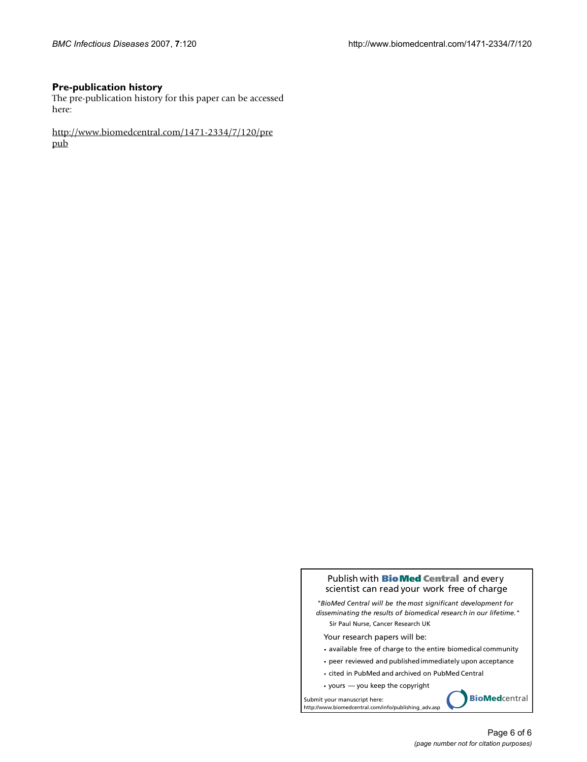### Pre-publication history

The pre-publication history for this paper can be accessed here:

http://www.biomedcentral.com/1471-2334/7/120/prepub

Publish with **BioMed Central** and every scientist can read your work free of charge

"*BioMed Central will be the most significant development for disseminating the results of biomedical research in our lifetime.*"

Sir Paul Nurse, Cancer Research UK

Your research papers will be:

- available free of charge to the entire biomedical community
- peer reviewed and published immediately upon acceptance
- cited in PubMed and archived on PubMed Central
- yours — you keep the copyright

Submit your manuscript here:
http://www.biomedcentral.com/info/publishing_adv.asp

**BioMed**central